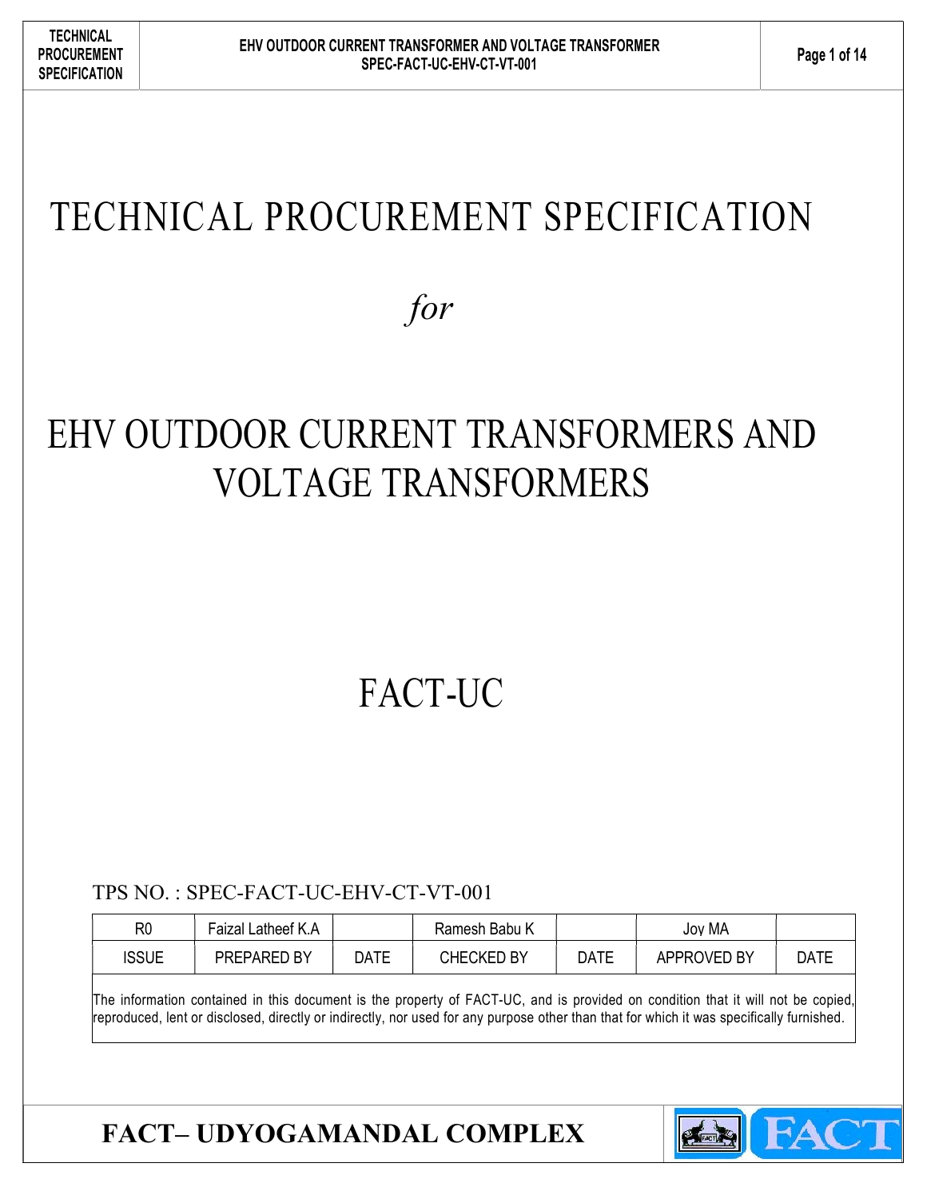# TECHNICAL PROCUREMENT SPECIFICATION

*for*

# EHV OUTDOOR CURRENT TRANSFORMERS AND VOLTAGE TRANSFORMERS

# FACT-UC

TPS NO. : SPEC-FACT-UC-EHV-CT-VT-001

| R0 | Faizal Latheef K.A | | Ramesh Babu K | | Joy MA | |
|---|---|---|---|---|---|---|
| ISSUE | PREPARED BY | DATE | CHECKED BY | DATE | APPROVED BY | DATE |

The information contained in this document is the property of FACT-UC, and is provided on condition that it will not be copied, reproduced, lent or disclosed, directly or indirectly, nor used for any purpose other than that for which it was specifically furnished.

**FACT– UDYOGAMANDAL COMPLEX**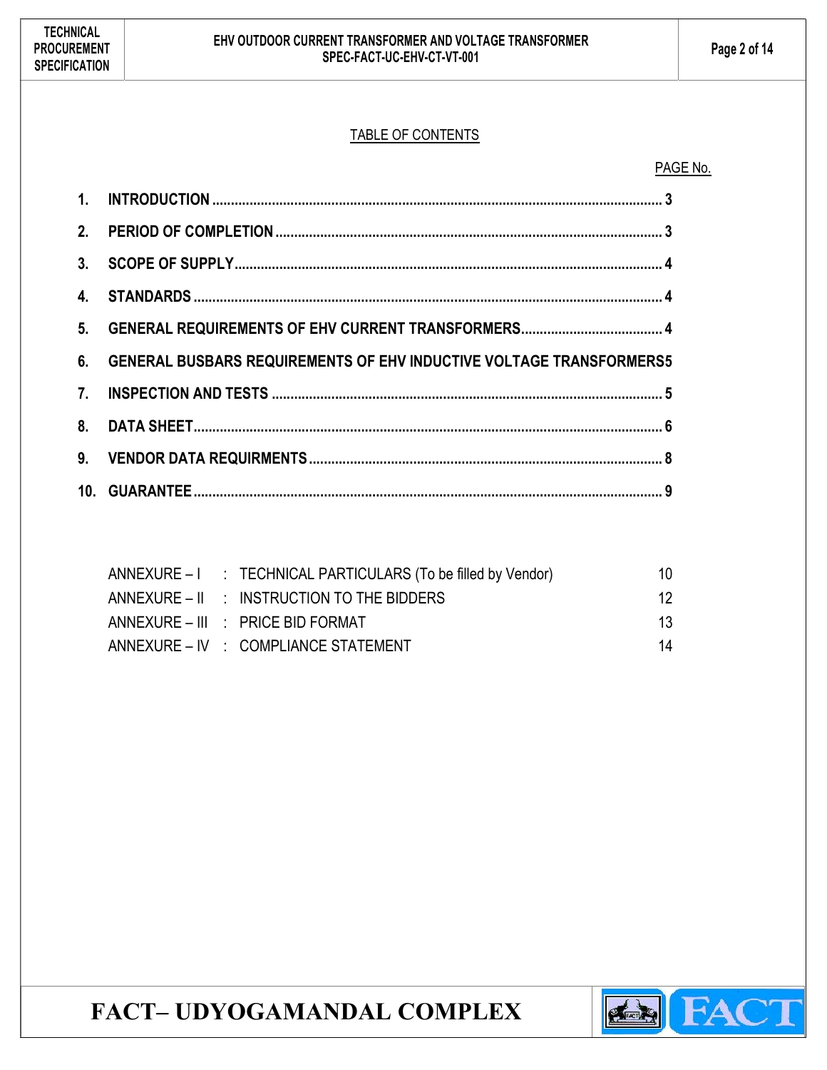<u>TABLE OF CONTENTS</u>

| | | PAGE No. |
|---|---|---|
| **1.** | **INTRODUCTION** | **3** |
| **2.** | **PERIOD OF COMPLETION** | **3** |
| **3.** | **SCOPE OF SUPPLY** | **4** |
| **4.** | **STANDARDS** | **4** |
| **5.** | **GENERAL REQUIREMENTS OF EHV CURRENT TRANSFORMERS** | **4** |
| **6.** | **GENERAL BUSBARS REQUIREMENTS OF EHV INDUCTIVE VOLTAGE TRANSFORMERS** | **5** |
| **7.** | **INSPECTION AND TESTS** | **5** |
| **8.** | **DATA SHEET** | **6** |
| **9.** | **VENDOR DATA REQURMENTS** | **8** |
| **10.** | **GUARANTEE** | **9** |

| | | | |
|---|---|---|---|
| ANNEXURE – I | : | TECHNICAL PARTICULARS (To be filled by Vendor) | 10 |
| ANNEXURE – II | : | INSTRUCTION TO THE BIDDERS | 12 |
| ANNEXURE – III | : | PRICE BID FORMAT | 13 |
| ANNEXURE – IV | : | COMPLIANCE STATEMENT | 14 |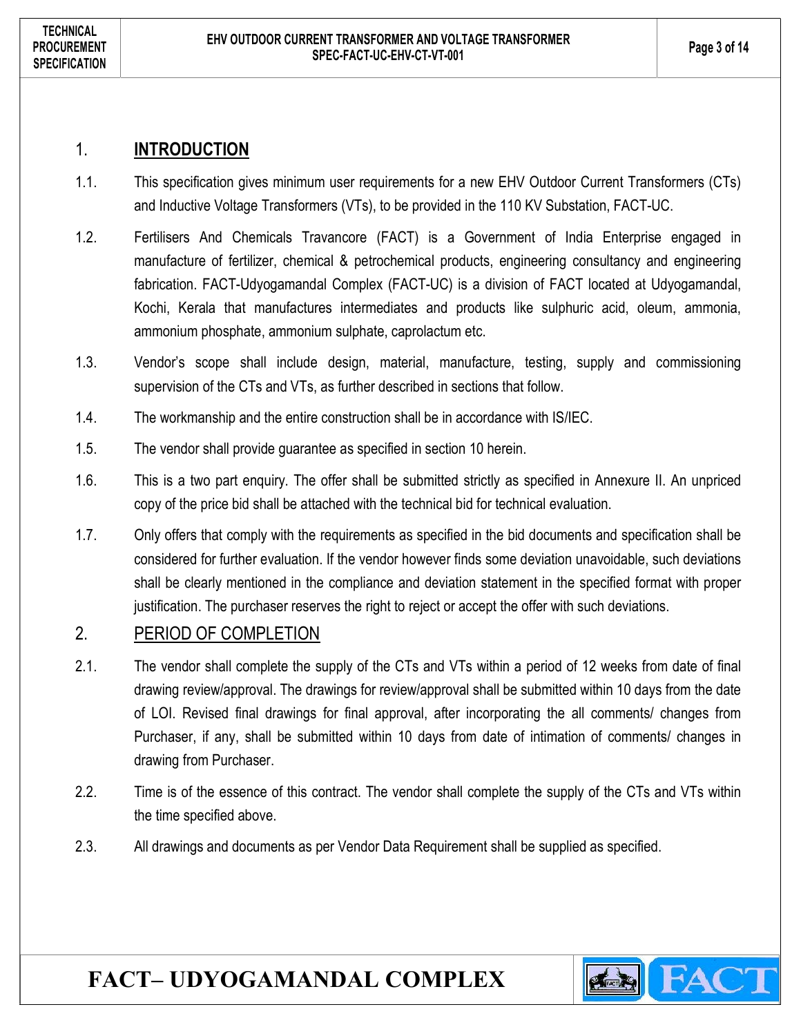## 1. INTRODUCTION

1.1. This specification gives minimum user requirements for a new EHV Outdoor Current Transformers (CTs) and Inductive Voltage Transformers (VTs), to be provided in the 110 KV Substation, FACT-UC.

1.2. Fertilisers And Chemicals Travancore (FACT) is a Government of India Enterprise engaged in manufacture of fertilizer, chemical & petrochemical products, engineering consultancy and engineering fabrication. FACT-Udyogamandal Complex (FACT-UC) is a division of FACT located at Udyogamandal, Kochi, Kerala that manufactures intermediates and products like sulphuric acid, oleum, ammonia, ammonium phosphate, ammonium sulphate, caprolactum etc.

1.3. Vendor's scope shall include design, material, manufacture, testing, supply and commissioning supervision of the CTs and VTs, as further described in sections that follow.

1.4. The workmanship and the entire construction shall be in accordance with IS/IEC.

1.5. The vendor shall provide guarantee as specified in section 10 herein.

1.6. This is a two part enquiry. The offer shall be submitted strictly as specified in Annexure II. An unpriced copy of the price bid shall be attached with the technical bid for technical evaluation.

1.7. Only offers that comply with the requirements as specified in the bid documents and specification shall be considered for further evaluation. If the vendor however finds some deviation unavoidable, such deviations shall be clearly mentioned in the compliance and deviation statement in the specified format with proper justification. The purchaser reserves the right to reject or accept the offer with such deviations.

## 2. PERIOD OF COMPLETION

2.1. The vendor shall complete the supply of the CTs and VTs within a period of 12 weeks from date of final drawing review/approval. The drawings for review/approval shall be submitted within 10 days from the date of LOI. Revised final drawings for final approval, after incorporating the all comments/ changes from Purchaser, if any, shall be submitted within 10 days from date of intimation of comments/ changes in drawing from Purchaser.

2.2. Time is of the essence of this contract. The vendor shall complete the supply of the CTs and VTs within the time specified above.

2.3. All drawings and documents as per Vendor Data Requirement shall be supplied as specified.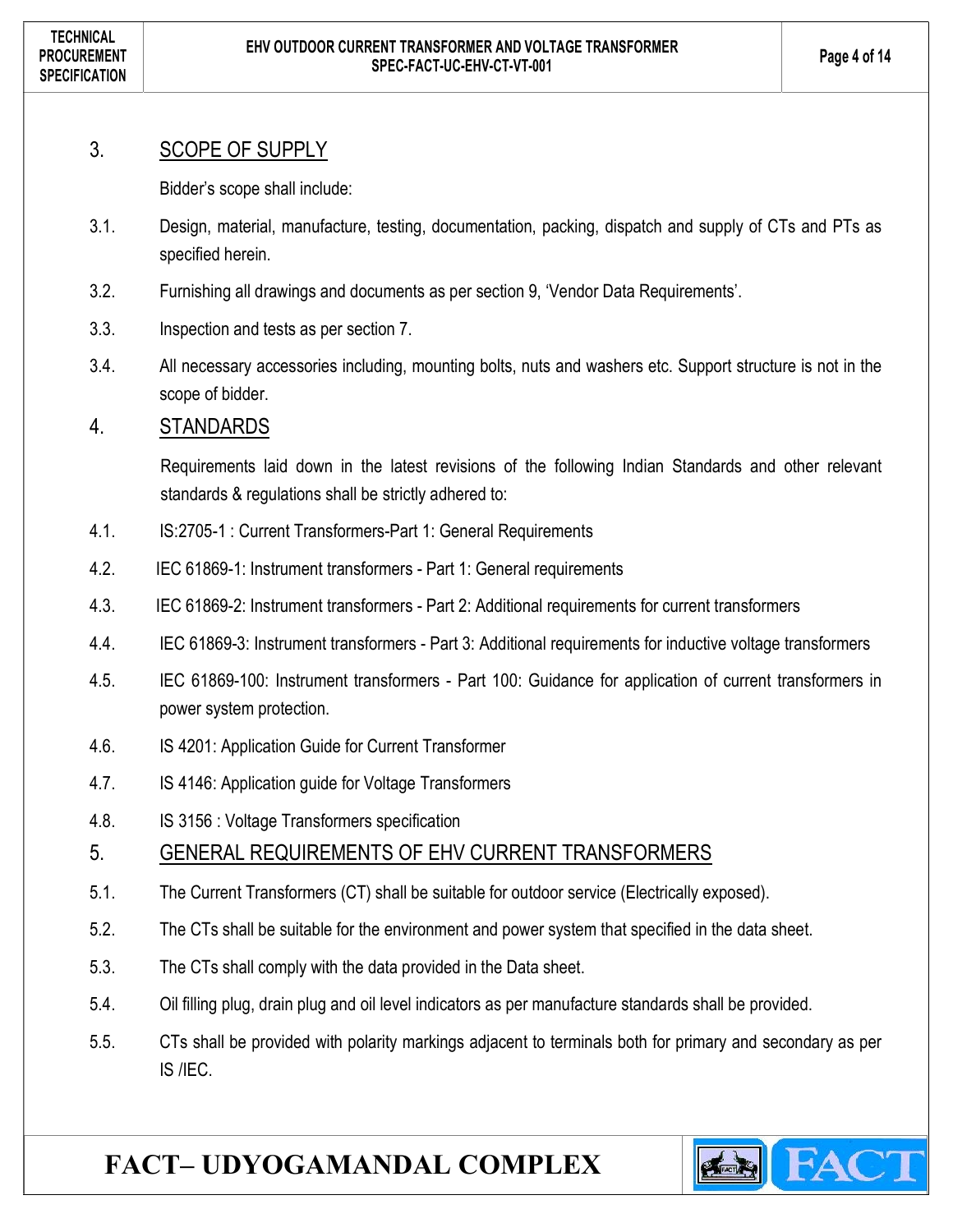## 3. SCOPE OF SUPPLY

Bidder's scope shall include:

3.1. Design, material, manufacture, testing, documentation, packing, dispatch and supply of CTs and PTs as specified herein.

3.2. Furnishing all drawings and documents as per section 9, 'Vendor Data Requirements'.

3.3. Inspection and tests as per section 7.

3.4. All necessary accessories including, mounting bolts, nuts and washers etc. Support structure is not in the scope of bidder.

## 4. STANDARDS

Requirements laid down in the latest revisions of the following Indian Standards and other relevant standards & regulations shall be strictly adhered to:

4.1. IS:2705-1 : Current Transformers-Part 1: General Requirements

4.2. IEC 61869-1: Instrument transformers - Part 1: General requirements

4.3. IEC 61869-2: Instrument transformers - Part 2: Additional requirements for current transformers

4.4. IEC 61869-3: Instrument transformers - Part 3: Additional requirements for inductive voltage transformers

4.5. IEC 61869-100: Instrument transformers - Part 100: Guidance for application of current transformers in power system protection.

4.6. IS 4201: Application Guide for Current Transformer

4.7. IS 4146: Application guide for Voltage Transformers

4.8. IS 3156 : Voltage Transformers specification

## 5. GENERAL REQUIREMENTS OF EHV CURRENT TRANSFORMERS

5.1. The Current Transformers (CT) shall be suitable for outdoor service (Electrically exposed).

5.2. The CTs shall be suitable for the environment and power system that specified in the data sheet.

5.3. The CTs shall comply with the data provided in the Data sheet.

5.4. Oil filling plug, drain plug and oil level indicators as per manufacture standards shall be provided.

5.5. CTs shall be provided with polarity markings adjacent to terminals both for primary and secondary as per IS /IEC.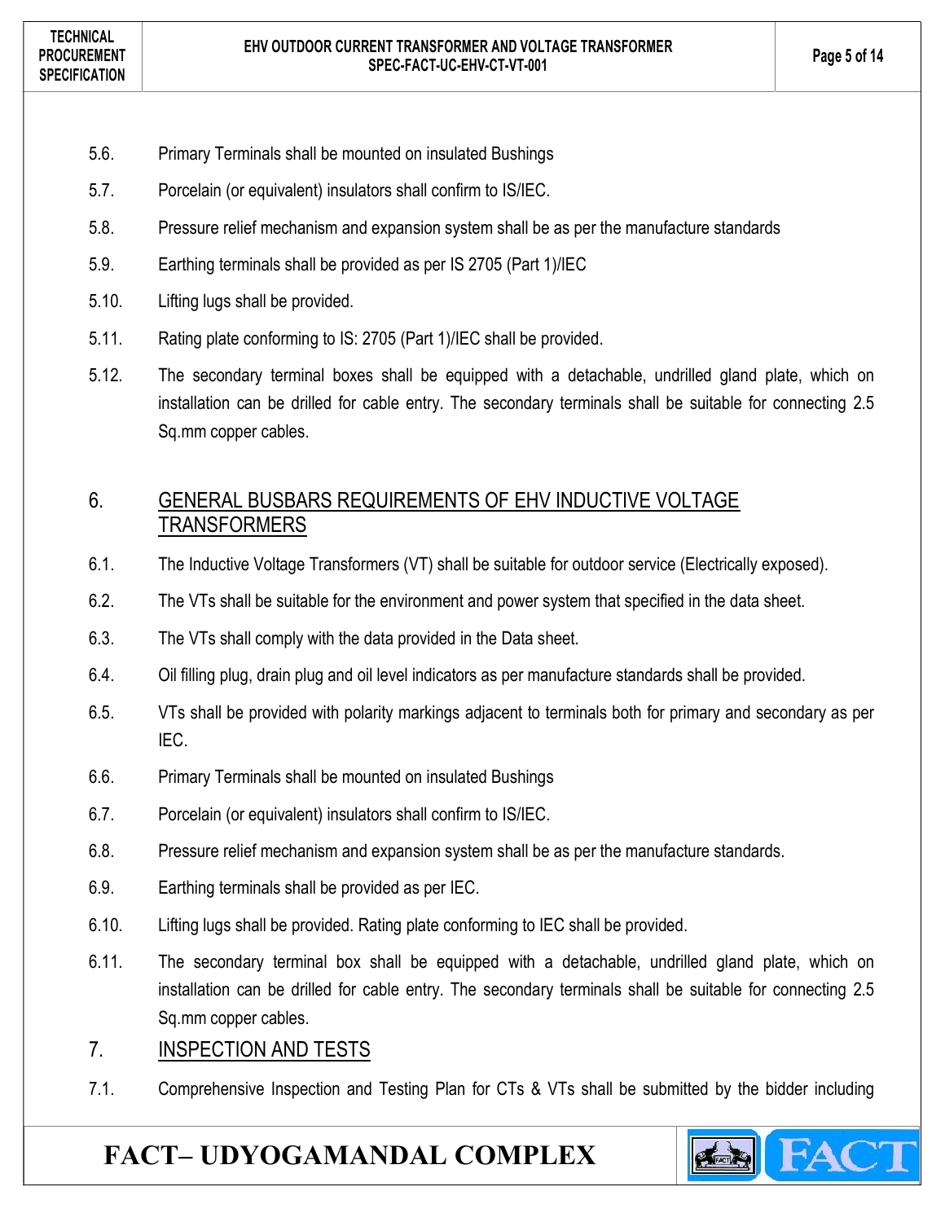5.6. Primary Terminals shall be mounted on insulated Bushings

5.7. Porcelain (or equivalent) insulators shall confirm to IS/IEC.

5.8. Pressure relief mechanism and expansion system shall be as per the manufacture standards

5.9. Earthing terminals shall be provided as per IS 2705 (Part 1)/IEC

5.10. Lifting lugs shall be provided.

5.11. Rating plate conforming to IS: 2705 (Part 1)/IEC shall be provided.

5.12. The secondary terminal boxes shall be equipped with a detachable, undrilled gland plate, which on installation can be drilled for cable entry. The secondary terminals shall be suitable for connecting 2.5 Sq.mm copper cables.

## 6. GENERAL BUSBARS REQUIREMENTS OF EHV INDUCTIVE VOLTAGE TRANSFORMERS

6.1. The Inductive Voltage Transformers (VT) shall be suitable for outdoor service (Electrically exposed).

6.2. The VTs shall be suitable for the environment and power system that specified in the data sheet.

6.3. The VTs shall comply with the data provided in the Data sheet.

6.4. Oil filling plug, drain plug and oil level indicators as per manufacture standards shall be provided.

6.5. VTs shall be provided with polarity markings adjacent to terminals both for primary and secondary as per IEC.

6.6. Primary Terminals shall be mounted on insulated Bushings

6.7. Porcelain (or equivalent) insulators shall confirm to IS/IEC.

6.8. Pressure relief mechanism and expansion system shall be as per the manufacture standards.

6.9. Earthing terminals shall be provided as per IEC.

6.10. Lifting lugs shall be provided. Rating plate conforming to IEC shall be provided.

6.11. The secondary terminal box shall be equipped with a detachable, undrilled gland plate, which on installation can be drilled for cable entry. The secondary terminals shall be suitable for connecting 2.5 Sq.mm copper cables.

## 7. INSPECTION AND TESTS

7.1. Comprehensive Inspection and Testing Plan for CTs & VTs shall be submitted by the bidder including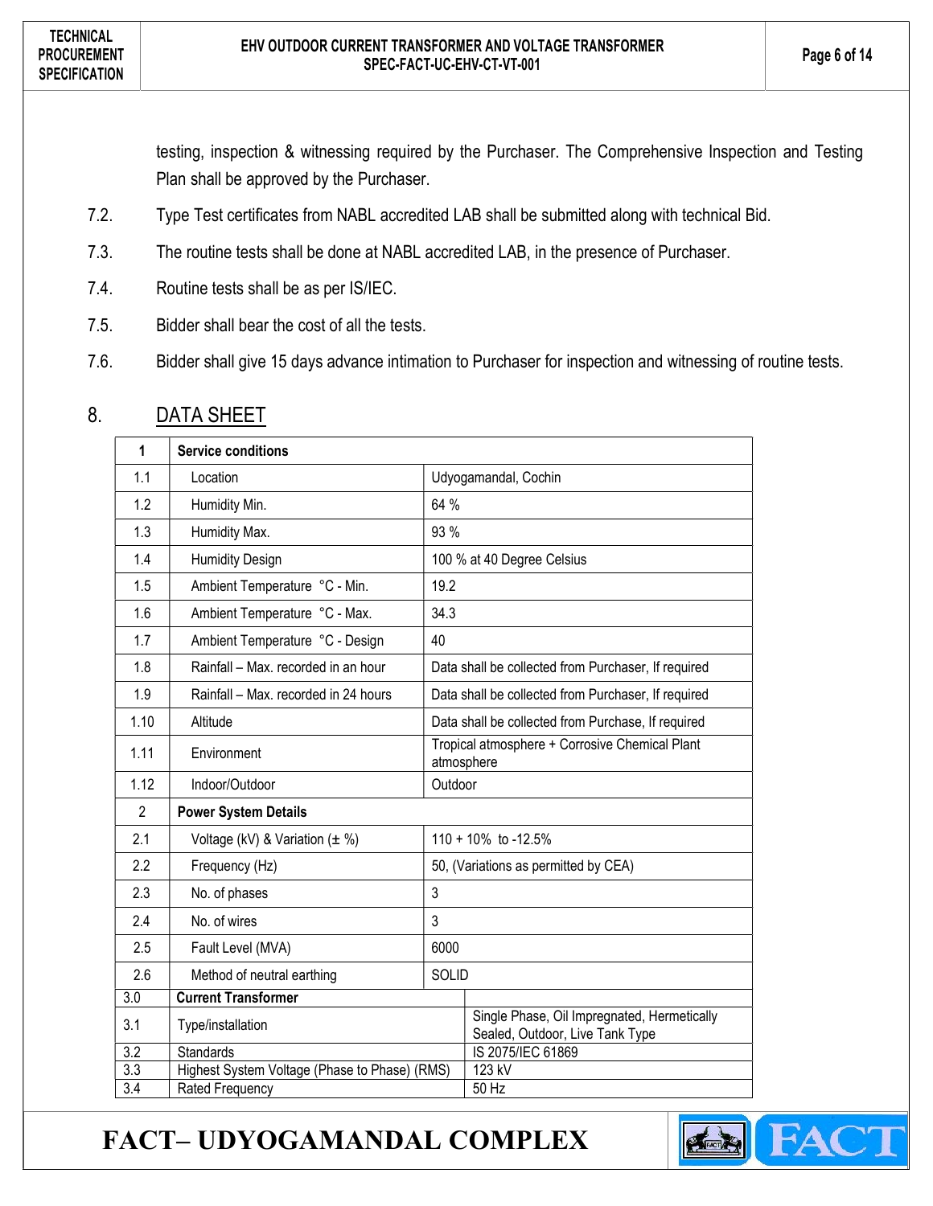testing, inspection & witnessing required by the Purchaser. The Comprehensive Inspection and Testing Plan shall be approved by the Purchaser.

7.2. Type Test certificates from NABL accredited LAB shall be submitted along with technical Bid.

7.3. The routine tests shall be done at NABL accredited LAB, in the presence of Purchaser.

7.4. Routine tests shall be as per IS/IEC.

7.5. Bidder shall bear the cost of all the tests.

7.6. Bidder shall give 15 days advance intimation to Purchaser for inspection and witnessing of routine tests.

## 8. DATA SHEET

| 1 | **Service conditions** | |
|---|---|---|
| 1.1 | Location | Udyogamandal, Cochin |
| 1.2 | Humidity Min. | 64 % |
| 1.3 | Humidity Max. | 93 % |
| 1.4 | Humidity Design | 100 % at 40 Degree Celsius |
| 1.5 | Ambient Temperature °C - Min. | 19.2 |
| 1.6 | Ambient Temperature °C - Max. | 34.3 |
| 1.7 | Ambient Temperature °C - Design | 40 |
| 1.8 | Rainfall – Max. recorded in an hour | Data shall be collected from Purchaser, If required |
| 1.9 | Rainfall – Max. recorded in 24 hours | Data shall be collected from Purchaser, If required |
| 1.10 | Altitude | Data shall be collected from Purchase, If required |
| 1.11 | Environment | Tropical atmosphere + Corrosive Chemical Plant atmosphere |
| 1.12 | Indoor/Outdoor | Outdoor |
| 2 | **Power System Details** | |
| 2.1 | Voltage (kV) & Variation (± %) | 110 + 10% to -12.5% |
| 2.2 | Frequency (Hz) | 50, (Variations as permitted by CEA) |
| 2.3 | No. of phases | 3 |
| 2.4 | No. of wires | 3 |
| 2.5 | Fault Level (MVA) | 6000 |
| 2.6 | Method of neutral earthing | SOLID |
| 3.0 | **Current Transformer** | |
| 3.1 | Type/installation | Single Phase, Oil Impregnated, Hermetically Sealed, Outdoor, Live Tank Type |
| 3.2 | Standards | IS 2075/IEC 61869 |
| 3.3 | Highest System Voltage (Phase to Phase) (RMS) | 123 kV |
| 3.4 | Rated Frequency | 50 Hz |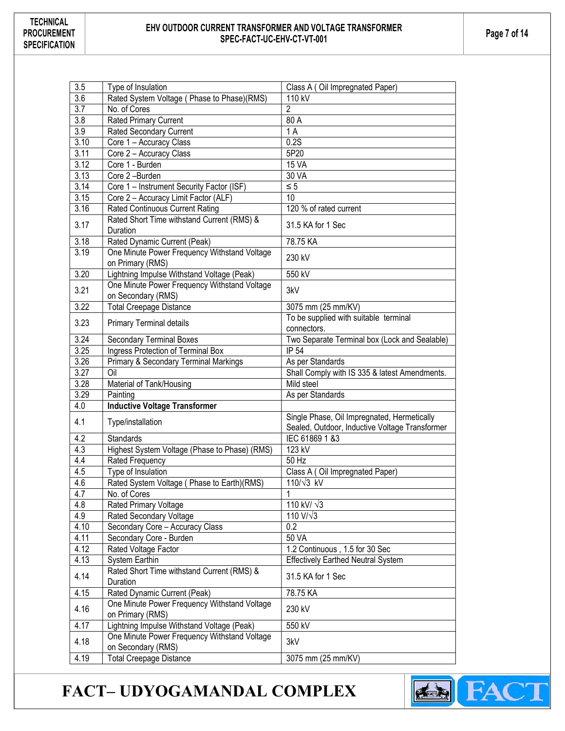| | | |
|---|---|---|
| 3.5 | Type of Insulation | Class A ( Oil Impregnated Paper) |
| 3.6 | Rated System Voltage ( Phase to Phase)(RMS) | 110 kV |
| 3.7 | No. of Cores | 2 |
| 3.8 | Rated Primary Current | 80 A |
| 3.9 | Rated Secondary Current | 1 A |
| 3.10 | Core 1 – Accuracy Class | 0.2S |
| 3.11 | Core 2 – Accuracy Class | 5P20 |
| 3.12 | Core 1 - Burden | 15 VA |
| 3.13 | Core 2 –Burden | 30 VA |
| 3.14 | Core 1 – Instrument Security Factor (ISF) | ≤ 5 |
| 3.15 | Core 2 – Accuracy Limit Factor (ALF) | 10 |
| 3.16 | Rated Continuous Current Rating | 120 % of rated current |
| 3.17 | Rated Short Time withstand Current (RMS) & Duration | 31.5 KA for 1 Sec |
| 3.18 | Rated Dynamic Current (Peak) | 78.75 KA |
| 3.19 | One Minute Power Frequency Withstand Voltage on Primary (RMS) | 230 kV |
| 3.20 | Lightning Impulse Withstand Voltage (Peak) | 550 kV |
| 3.21 | One Minute Power Frequency Withstand Voltage on Secondary (RMS) | 3kV |
| 3.22 | Total Creepage Distance | 3075 mm (25 mm/KV) |
| 3.23 | Primary Terminal details | To be supplied with suitable terminal connectors. |
| 3.24 | Secondary Terminal Boxes | Two Separate Terminal box (Lock and Sealable) |
| 3.25 | Ingress Protection of Terminal Box | IP 54 |
| 3.26 | Primary & Secondary Terminal Markings | As per Standards |
| 3.27 | Oil | Shall Comply with IS 335 & latest Amendments. |
| 3.28 | Material of Tank/Housing | Mild steel |
| 3.29 | Painting | As per Standards |
| 4.0 | **Inductive Voltage Transformer** | |
| 4.1 | Type/installation | Single Phase, Oil Impregnated, Hermetically Sealed, Outdoor, Inductive Voltage Transformer |
| 4.2 | Standards | IEC 61869 1 &3 |
| 4.3 | Highest System Voltage (Phase to Phase) (RMS) | 123 kV |
| 4.4 | Rated Frequency | 50 Hz |
| 4.5 | Type of Insulation | Class A ( Oil Impregnated Paper) |
| 4.6 | Rated System Voltage ( Phase to Earth)(RMS) | 110/√3 kV |
| 4.7 | No. of Cores | 1 |
| 4.8 | Rated Primary Voltage | 110 kV/ √3 |
| 4.9 | Rated Secondary Voltage | 110 V/√3 |
| 4.10 | Secondary Core – Accuracy Class | 0.2 |
| 4.11 | Secondary Core - Burden | 50 VA |
| 4.12 | Rated Voltage Factor | 1.2 Continuous , 1.5 for 30 Sec |
| 4.13 | System Earthin | Effectively Earthed Neutral System |
| 4.14 | Rated Short Time withstand Current (RMS) & Duration | 31.5 KA for 1 Sec |
| 4.15 | Rated Dynamic Current (Peak) | 78.75 KA |
| 4.16 | One Minute Power Frequency Withstand Voltage on Primary (RMS) | 230 kV |
| 4.17 | Lightning Impulse Withstand Voltage (Peak) | 550 kV |
| 4.18 | One Minute Power Frequency Withstand Voltage on Secondary (RMS) | 3kV |
| 4.19 | Total Creepage Distance | 3075 mm (25 mm/KV) |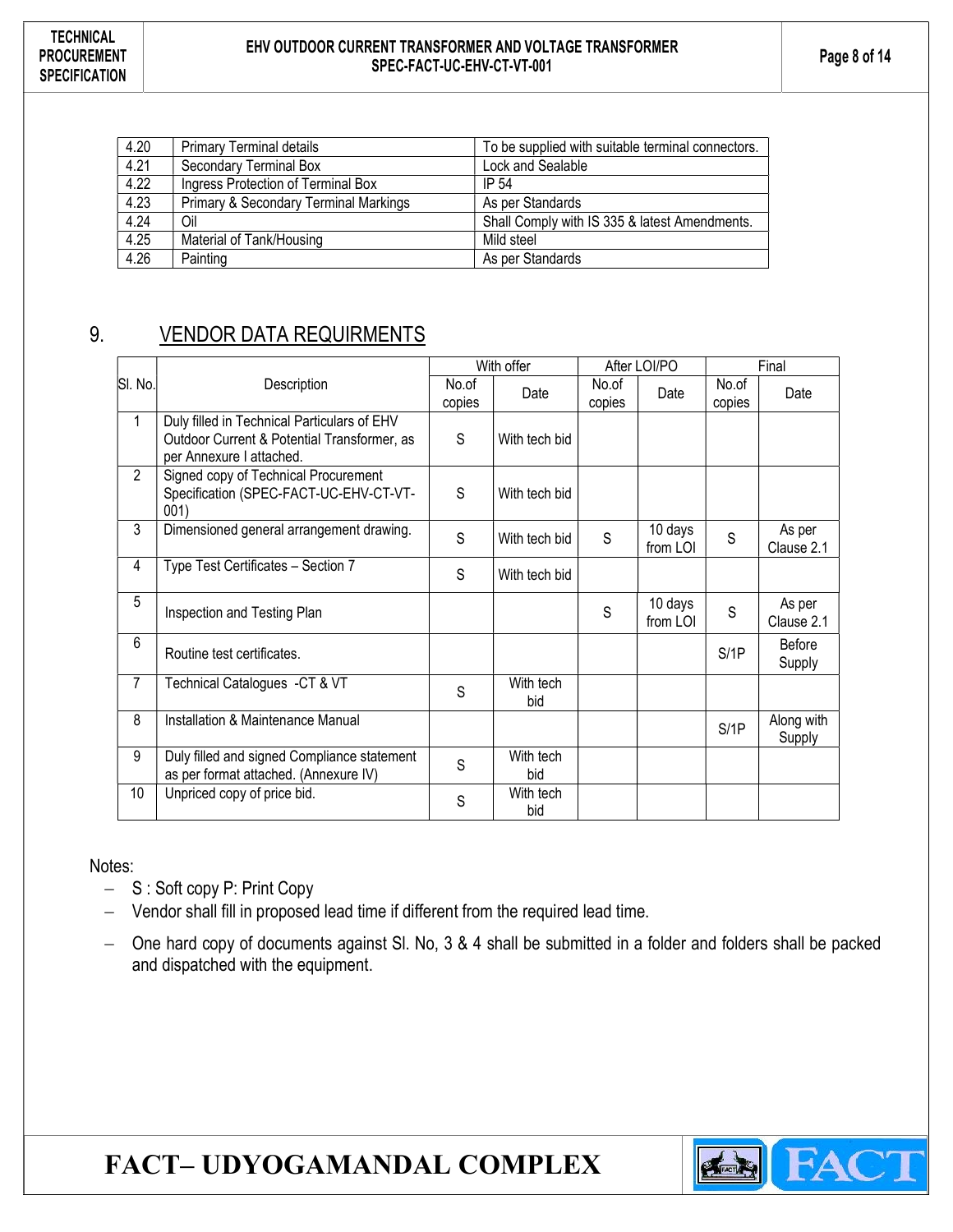| 4.20 | Primary Terminal details | To be supplied with suitable terminal connectors. |
|---|---|---|
| 4.21 | Secondary Terminal Box | Lock and Sealable |
| 4.22 | Ingress Protection of Terminal Box | IP 54 |
| 4.23 | Primary & Secondary Terminal Markings | As per Standards |
| 4.24 | Oil | Shall Comply with IS 335 & latest Amendments. |
| 4.25 | Material of Tank/Housing | Mild steel |
| 4.26 | Painting | As per Standards |

## 9. VENDOR DATA REQUIRMENTS

| Sl. No. | Description | With offer | | After LOI/PO | | Final | |
|---|---|---|---|---|---|---|---|
| | | No.of copies | Date | No.of copies | Date | No.of copies | Date |
| 1 | Duly filled in Technical Particulars of EHV Outdoor Current & Potential Transformer, as per Annexure I attached. | S | With tech bid | | | | |
| 2 | Signed copy of Technical Procurement Specification (SPEC-FACT-UC-EHV-CT-VT-001) | S | With tech bid | | | | |
| 3 | Dimensioned general arrangement drawing. | S | With tech bid | S | 10 days from LOI | S | As per Clause 2.1 |
| 4 | Type Test Certificates – Section 7 | S | With tech bid | | | | |
| 5 | Inspection and Testing Plan | | | S | 10 days from LOI | S | As per Clause 2.1 |
| 6 | Routine test certificates. | | | | | S/1P | Before Supply |
| 7 | Technical Catalogues -CT & VT | S | With tech bid | | | | |
| 8 | Installation & Maintenance Manual | | | | | S/1P | Along with Supply |
| 9 | Duly filled and signed Compliance statement as per format attached. (Annexure IV) | S | With tech bid | | | | |
| 10 | Unpriced copy of price bid. | S | With tech bid | | | | |

Notes:

- S : Soft copy P: Print Copy
- Vendor shall fill in proposed lead time if different from the required lead time.
- One hard copy of documents against Sl. No, 3 & 4 shall be submitted in a folder and folders shall be packed and dispatched with the equipment.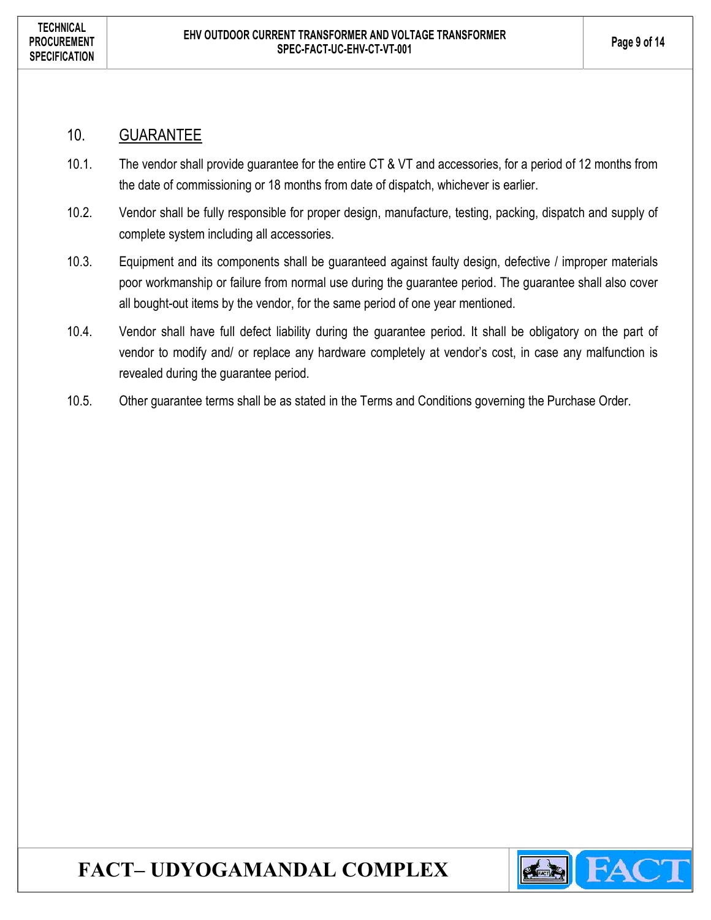## 10. GUARANTEE

10.1. The vendor shall provide guarantee for the entire CT & VT and accessories, for a period of 12 months from the date of commissioning or 18 months from date of dispatch, whichever is earlier.

10.2. Vendor shall be fully responsible for proper design, manufacture, testing, packing, dispatch and supply of complete system including all accessories.

10.3. Equipment and its components shall be guaranteed against faulty design, defective / improper materials poor workmanship or failure from normal use during the guarantee period. The guarantee shall also cover all bought-out items by the vendor, for the same period of one year mentioned.

10.4. Vendor shall have full defect liability during the guarantee period. It shall be obligatory on the part of vendor to modify and/ or replace any hardware completely at vendor's cost, in case any malfunction is revealed during the guarantee period.

10.5. Other guarantee terms shall be as stated in the Terms and Conditions governing the Purchase Order.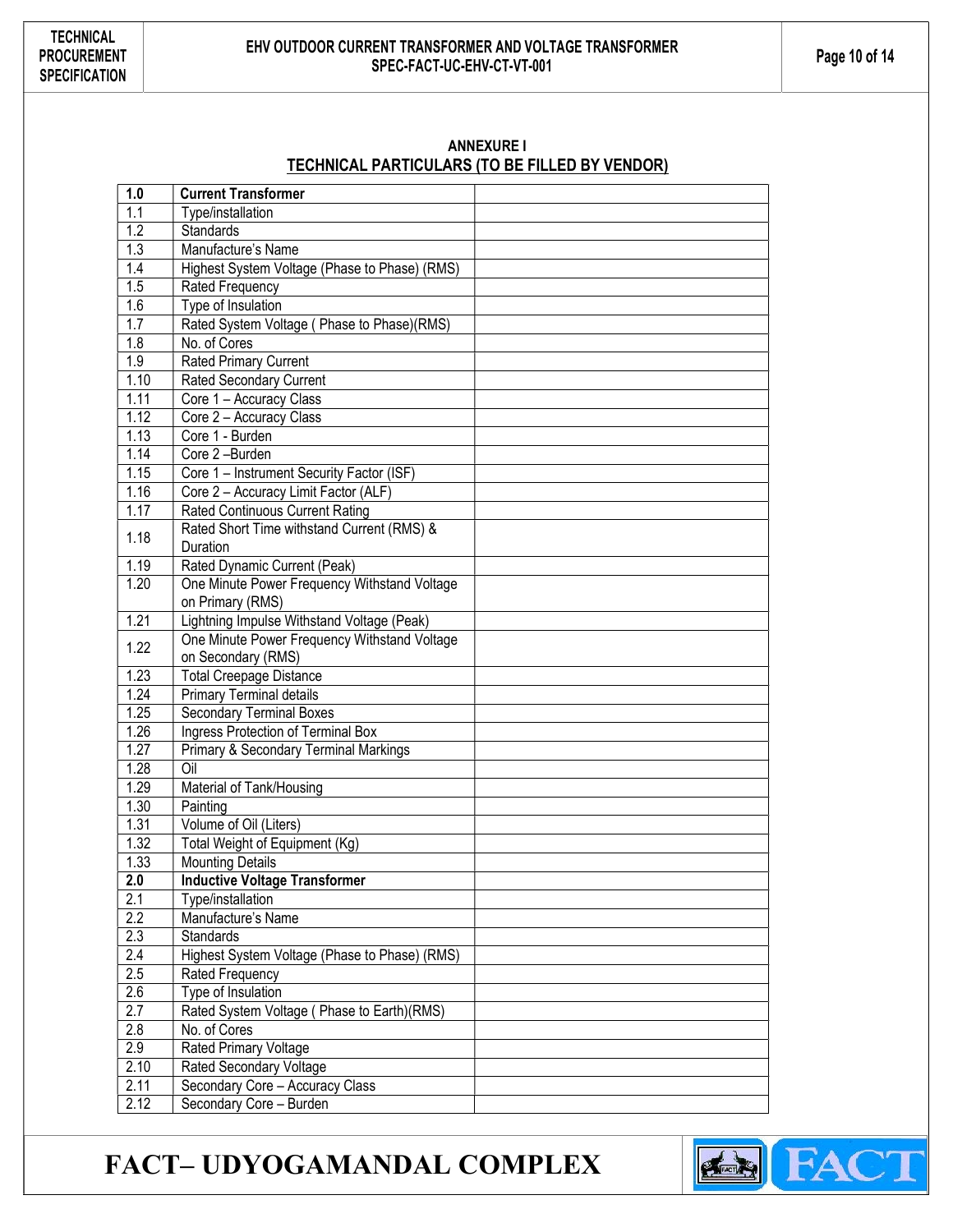**ANNEXURE I**

**TECHNICAL PARTICULARS (TO BE FILLED BY VENDOR)**

| **1.0** | **Current Transformer** | |
|---|---|---|
| 1.1 | Type/installation | |
| 1.2 | Standards | |
| 1.3 | Manufacture's Name | |
| 1.4 | Highest System Voltage (Phase to Phase) (RMS) | |
| 1.5 | Rated Frequency | |
| 1.6 | Type of Insulation | |
| 1.7 | Rated System Voltage ( Phase to Phase)(RMS) | |
| 1.8 | No. of Cores | |
| 1.9 | Rated Primary Current | |
| 1.10 | Rated Secondary Current | |
| 1.11 | Core 1 – Accuracy Class | |
| 1.12 | Core 2 – Accuracy Class | |
| 1.13 | Core 1 - Burden | |
| 1.14 | Core 2 –Burden | |
| 1.15 | Core 1 – Instrument Security Factor (ISF) | |
| 1.16 | Core 2 – Accuracy Limit Factor (ALF) | |
| 1.17 | Rated Continuous Current Rating | |
| 1.18 | Rated Short Time withstand Current (RMS) & Duration | |
| 1.19 | Rated Dynamic Current (Peak) | |
| 1.20 | One Minute Power Frequency Withstand Voltage on Primary (RMS) | |
| 1.21 | Lightning Impulse Withstand Voltage (Peak) | |
| 1.22 | One Minute Power Frequency Withstand Voltage on Secondary (RMS) | |
| 1.23 | Total Creepage Distance | |
| 1.24 | Primary Terminal details | |
| 1.25 | Secondary Terminal Boxes | |
| 1.26 | Ingress Protection of Terminal Box | |
| 1.27 | Primary & Secondary Terminal Markings | |
| 1.28 | Oil | |
| 1.29 | Material of Tank/Housing | |
| 1.30 | Painting | |
| 1.31 | Volume of Oil (Liters) | |
| 1.32 | Total Weight of Equipment (Kg) | |
| 1.33 | Mounting Details | |
| **2.0** | **Inductive Voltage Transformer** | |
| 2.1 | Type/installation | |
| 2.2 | Manufacture's Name | |
| 2.3 | Standards | |
| 2.4 | Highest System Voltage (Phase to Phase) (RMS) | |
| 2.5 | Rated Frequency | |
| 2.6 | Type of Insulation | |
| 2.7 | Rated System Voltage ( Phase to Earth)(RMS) | |
| 2.8 | No. of Cores | |
| 2.9 | Rated Primary Voltage | |
| 2.10 | Rated Secondary Voltage | |
| 2.11 | Secondary Core – Accuracy Class | |
| 2.12 | Secondary Core – Burden | |

**FACT– UDYOGAMANDAL COMPLEX**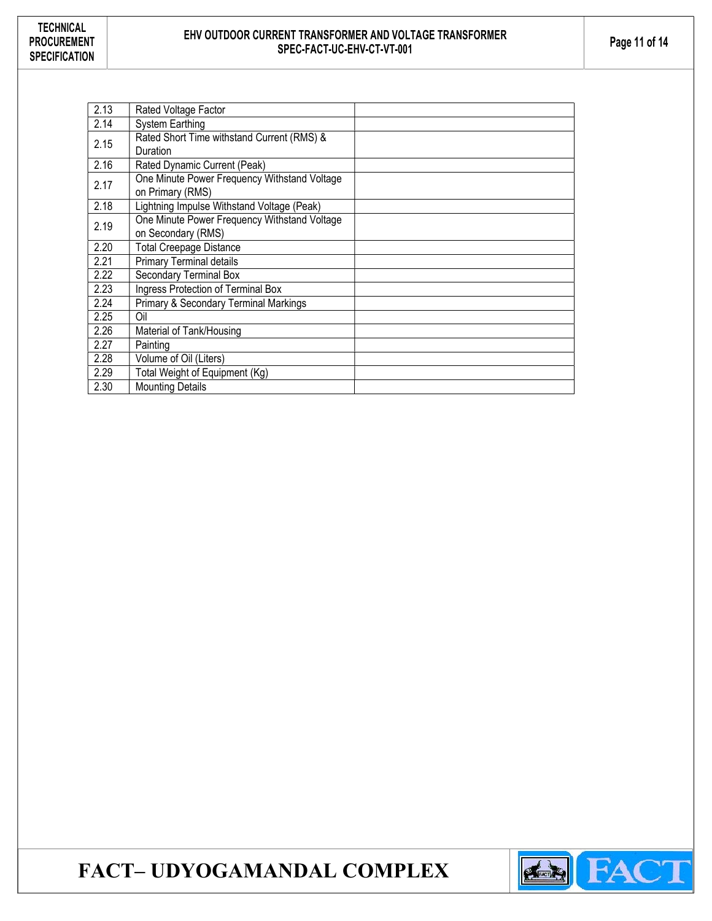| | | |
|---|---|---|
| 2.13 | Rated Voltage Factor | |
| 2.14 | System Earthing | |
| 2.15 | Rated Short Time withstand Current (RMS) & Duration | |
| 2.16 | Rated Dynamic Current (Peak) | |
| 2.17 | One Minute Power Frequency Withstand Voltage on Primary (RMS) | |
| 2.18 | Lightning Impulse Withstand Voltage (Peak) | |
| 2.19 | One Minute Power Frequency Withstand Voltage on Secondary (RMS) | |
| 2.20 | Total Creepage Distance | |
| 2.21 | Primary Terminal details | |
| 2.22 | Secondary Terminal Box | |
| 2.23 | Ingress Protection of Terminal Box | |
| 2.24 | Primary & Secondary Terminal Markings | |
| 2.25 | Oil | |
| 2.26 | Material of Tank/Housing | |
| 2.27 | Painting | |
| 2.28 | Volume of Oil (Liters) | |
| 2.29 | Total Weight of Equipment (Kg) | |
| 2.30 | Mounting Details | |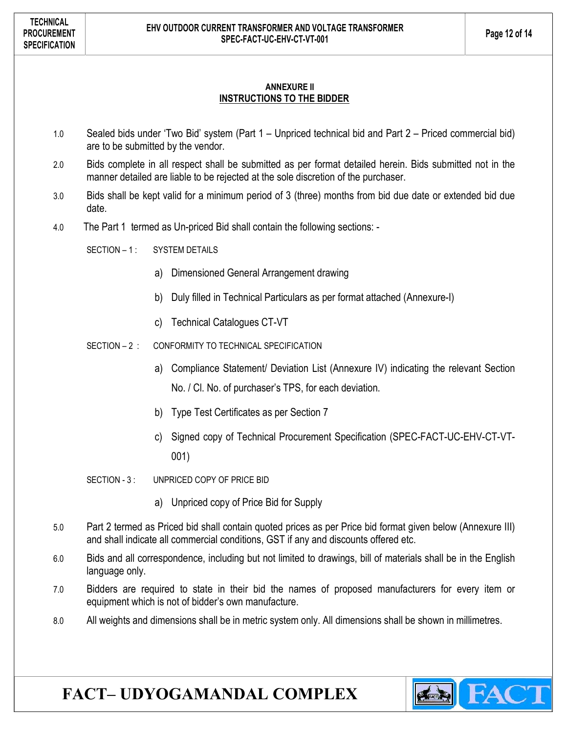## ANNEXURE II
## INSTRUCTIONS TO THE BIDDER

1.0 Sealed bids under 'Two Bid' system (Part 1 – Unpriced technical bid and Part 2 – Priced commercial bid) are to be submitted by the vendor.

2.0 Bids complete in all respect shall be submitted as per format detailed herein. Bids submitted not in the manner detailed are liable to be rejected at the sole discretion of the purchaser.

3.0 Bids shall be kept valid for a minimum period of 3 (three) months from bid due date or extended bid due date.

4.0 The Part 1 termed as Un-priced Bid shall contain the following sections: -

SECTION – 1 : SYSTEM DETAILS

a) Dimensioned General Arrangement drawing

b) Duly filled in Technical Particulars as per format attached (Annexure-I)

c) Technical Catalogues CT-VT

SECTION – 2 : CONFORMITY TO TECHNICAL SPECIFICATION

a) Compliance Statement/ Deviation List (Annexure IV) indicating the relevant Section No. / Cl. No. of purchaser's TPS, for each deviation.

b) Type Test Certificates as per Section 7

c) Signed copy of Technical Procurement Specification (SPEC-FACT-UC-EHV-CT-VT-001)

SECTION - 3 : UNPRICED COPY OF PRICE BID

a) Unpriced copy of Price Bid for Supply

5.0 Part 2 termed as Priced bid shall contain quoted prices as per Price bid format given below (Annexure III) and shall indicate all commercial conditions, GST if any and discounts offered etc.

6.0 Bids and all correspondence, including but not limited to drawings, bill of materials shall be in the English language only.

7.0 Bidders are required to state in their bid the names of proposed manufacturers for every item or equipment which is not of bidder's own manufacture.

8.0 All weights and dimensions shall be in metric system only. All dimensions shall be shown in millimetres.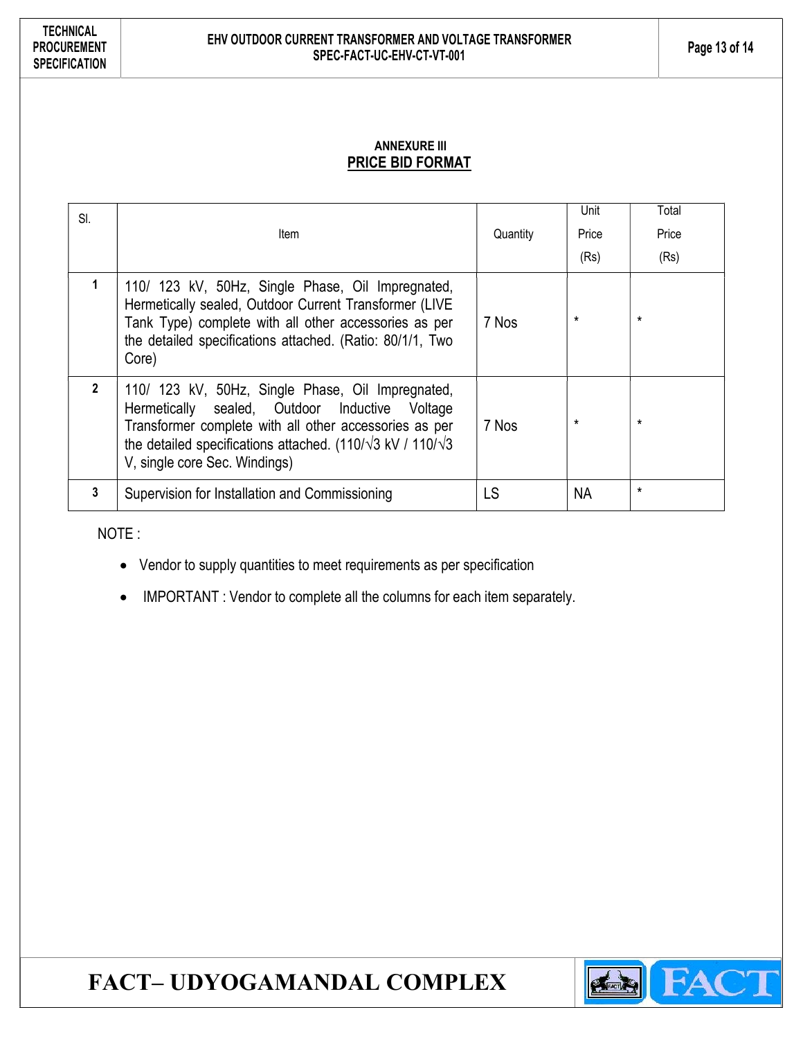**ANNEXURE III**

## PRICE BID FORMAT

| Sl. | Item | Quantity | Unit Price (Rs) | Total Price (Rs) |
|---|---|---|---|---|
| 1 | 110/ 123 kV, 50Hz, Single Phase, Oil Impregnated, Hermetically sealed, Outdoor Current Transformer (LIVE Tank Type) complete with all other accessories as per the detailed specifications attached. (Ratio: 80/1/1, Two Core) | 7 Nos | * | * |
| 2 | 110/ 123 kV, 50Hz, Single Phase, Oil Impregnated, Hermetically sealed, Outdoor Inductive Voltage Transformer complete with all other accessories as per the detailed specifications attached. (110/√3 kV / 110/√3 V, single core Sec. Windings) | 7 Nos | * | * |
| 3 | Supervision for Installation and Commissioning | LS | NA | * |

NOTE :

- Vendor to supply quantities to meet requirements as per specification
- IMPORTANT : Vendor to complete all the columns for each item separately.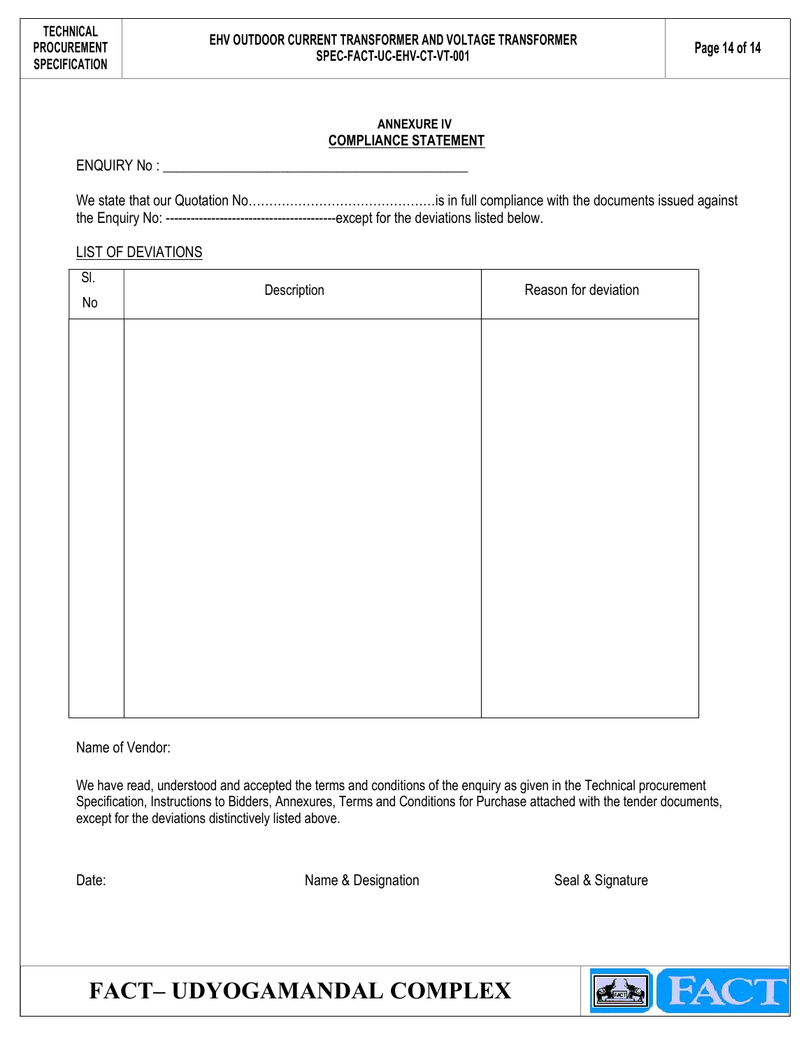## ANNEXURE IV

## COMPLIANCE STATEMENT

ENQUIRY No : ___________________________________________

We state that our Quotation No……………………………………is in full compliance with the documents issued against the Enquiry No: ----------------------------------------except for the deviations listed below.

LIST OF DEVIATIONS

| Sl. No | Description | Reason for deviation |
|---|---|---|
| | | |

Name of Vendor:

We have read, understood and accepted the terms and conditions of the enquiry as given in the Technical procurement Specification, Instructions to Bidders, Annexures, Terms and Conditions for Purchase attached with the tender documents, except for the deviations distinctively listed above.

Date: Name & Designation Seal & Signature